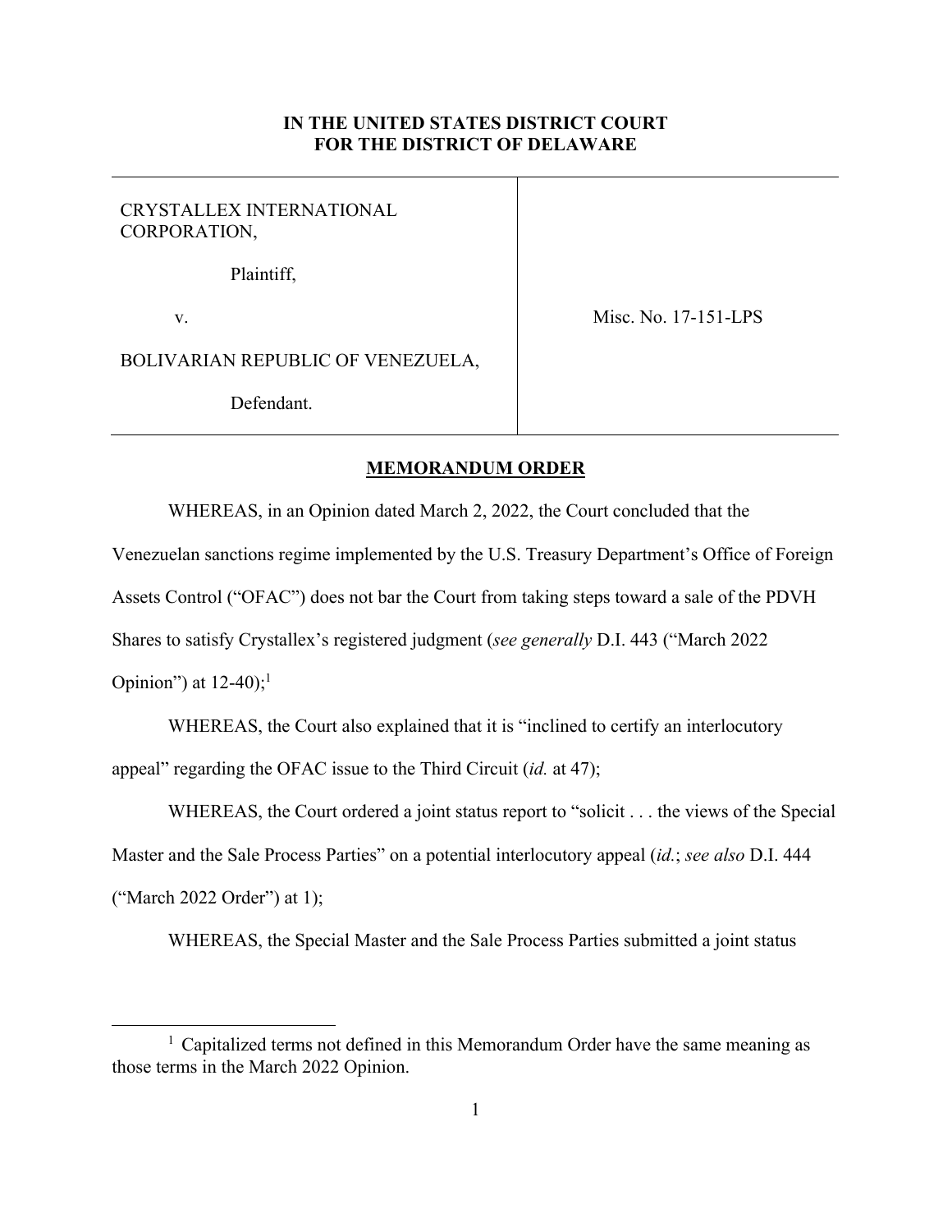**IN THE UNITED STATES DISTRICT COURT**
**FOR THE DISTRICT OF DELAWARE**

| | |
|---|---|
| CRYSTALLEX INTERNATIONAL CORPORATION,<br><br>Plaintiff,<br><br>v.<br><br>BOLIVARIAN REPUBLIC OF VENEZUELA,<br><br>Defendant. | Misc. No. 17-151-LPS |

**MEMORANDUM ORDER**

WHEREAS, in an Opinion dated March 2, 2022, the Court concluded that the Venezuelan sanctions regime implemented by the U.S. Treasury Department's Office of Foreign Assets Control ("OFAC") does not bar the Court from taking steps toward a sale of the PDVH Shares to satisfy Crystallex's registered judgment (*see generally* D.I. 443 ("March 2022 Opinion") at 12-40);[1]

WHEREAS, the Court also explained that it is "inclined to certify an interlocutory appeal" regarding the OFAC issue to the Third Circuit (*id.* at 47);

WHEREAS, the Court ordered a joint status report to "solicit . . . the views of the Special Master and the Sale Process Parties" on a potential interlocutory appeal (*id.*; *see also* D.I. 444 ("March 2022 Order") at 1);

WHEREAS, the Special Master and the Sale Process Parties submitted a joint status

[1] Capitalized terms not defined in this Memorandum Order have the same meaning as those terms in the March 2022 Opinion.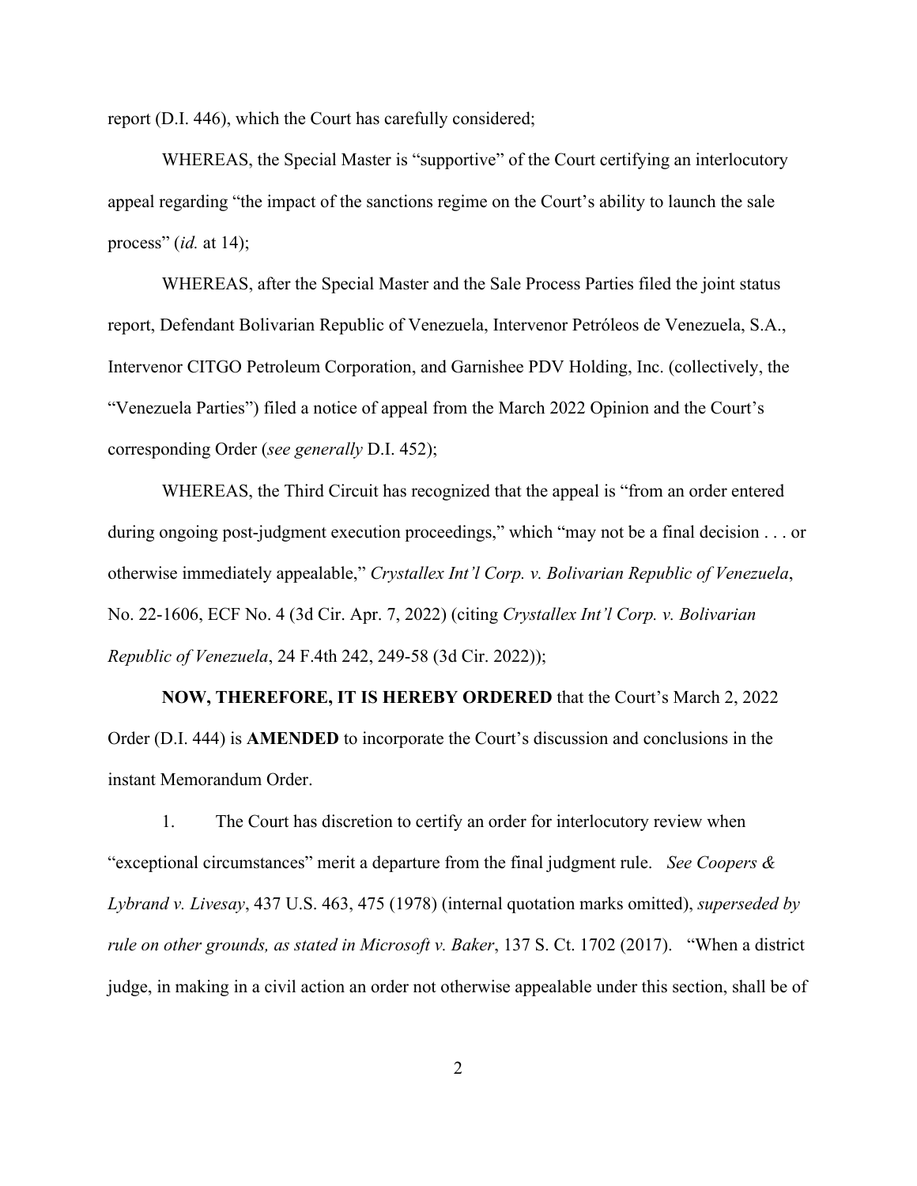report (D.I. 446), which the Court has carefully considered;

WHEREAS, the Special Master is "supportive" of the Court certifying an interlocutory appeal regarding "the impact of the sanctions regime on the Court's ability to launch the sale process" (*id.* at 14);

WHEREAS, after the Special Master and the Sale Process Parties filed the joint status report, Defendant Bolivarian Republic of Venezuela, Intervenor Petróleos de Venezuela, S.A., Intervenor CITGO Petroleum Corporation, and Garnishee PDV Holding, Inc. (collectively, the "Venezuela Parties") filed a notice of appeal from the March 2022 Opinion and the Court's corresponding Order (*see generally* D.I. 452);

WHEREAS, the Third Circuit has recognized that the appeal is "from an order entered during ongoing post-judgment execution proceedings," which "may not be a final decision . . . or otherwise immediately appealable," *Crystallex Int'l Corp. v. Bolivarian Republic of Venezuela*, No. 22-1606, ECF No. 4 (3d Cir. Apr. 7, 2022) (citing *Crystallex Int'l Corp. v. Bolivarian Republic of Venezuela*, 24 F.4th 242, 249-58 (3d Cir. 2022));

**NOW, THEREFORE, IT IS HEREBY ORDERED** that the Court's March 2, 2022 Order (D.I. 444) is **AMENDED** to incorporate the Court's discussion and conclusions in the instant Memorandum Order.

1. The Court has discretion to certify an order for interlocutory review when "exceptional circumstances" merit a departure from the final judgment rule. *See Coopers & Lybrand v. Livesay*, 437 U.S. 463, 475 (1978) (internal quotation marks omitted), *superseded by rule on other grounds, as stated in Microsoft v. Baker*, 137 S. Ct. 1702 (2017). "When a district judge, in making in a civil action an order not otherwise appealable under this section, shall be of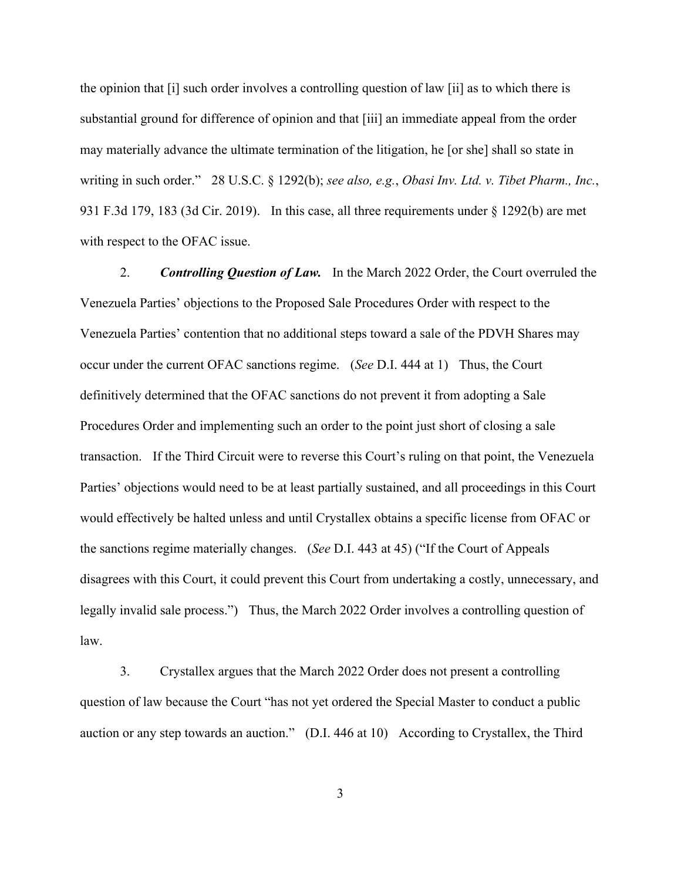the opinion that [i] such order involves a controlling question of law [ii] as to which there is substantial ground for difference of opinion and that [iii] an immediate appeal from the order may materially advance the ultimate termination of the litigation, he [or she] shall so state in writing in such order." 28 U.S.C. § 1292(b); *see also, e.g.*, *Obasi Inv. Ltd. v. Tibet Pharm., Inc.*, 931 F.3d 179, 183 (3d Cir. 2019). In this case, all three requirements under § 1292(b) are met with respect to the OFAC issue.

2. ***Controlling Question of Law.*** In the March 2022 Order, the Court overruled the Venezuela Parties' objections to the Proposed Sale Procedures Order with respect to the Venezuela Parties' contention that no additional steps toward a sale of the PDVH Shares may occur under the current OFAC sanctions regime. (*See* D.I. 444 at 1) Thus, the Court definitively determined that the OFAC sanctions do not prevent it from adopting a Sale Procedures Order and implementing such an order to the point just short of closing a sale transaction. If the Third Circuit were to reverse this Court's ruling on that point, the Venezuela Parties' objections would need to be at least partially sustained, and all proceedings in this Court would effectively be halted unless and until Crystallex obtains a specific license from OFAC or the sanctions regime materially changes. (*See* D.I. 443 at 45) ("If the Court of Appeals disagrees with this Court, it could prevent this Court from undertaking a costly, unnecessary, and legally invalid sale process.") Thus, the March 2022 Order involves a controlling question of law.

3. Crystallex argues that the March 2022 Order does not present a controlling question of law because the Court "has not yet ordered the Special Master to conduct a public auction or any step towards an auction." (D.I. 446 at 10) According to Crystallex, the Third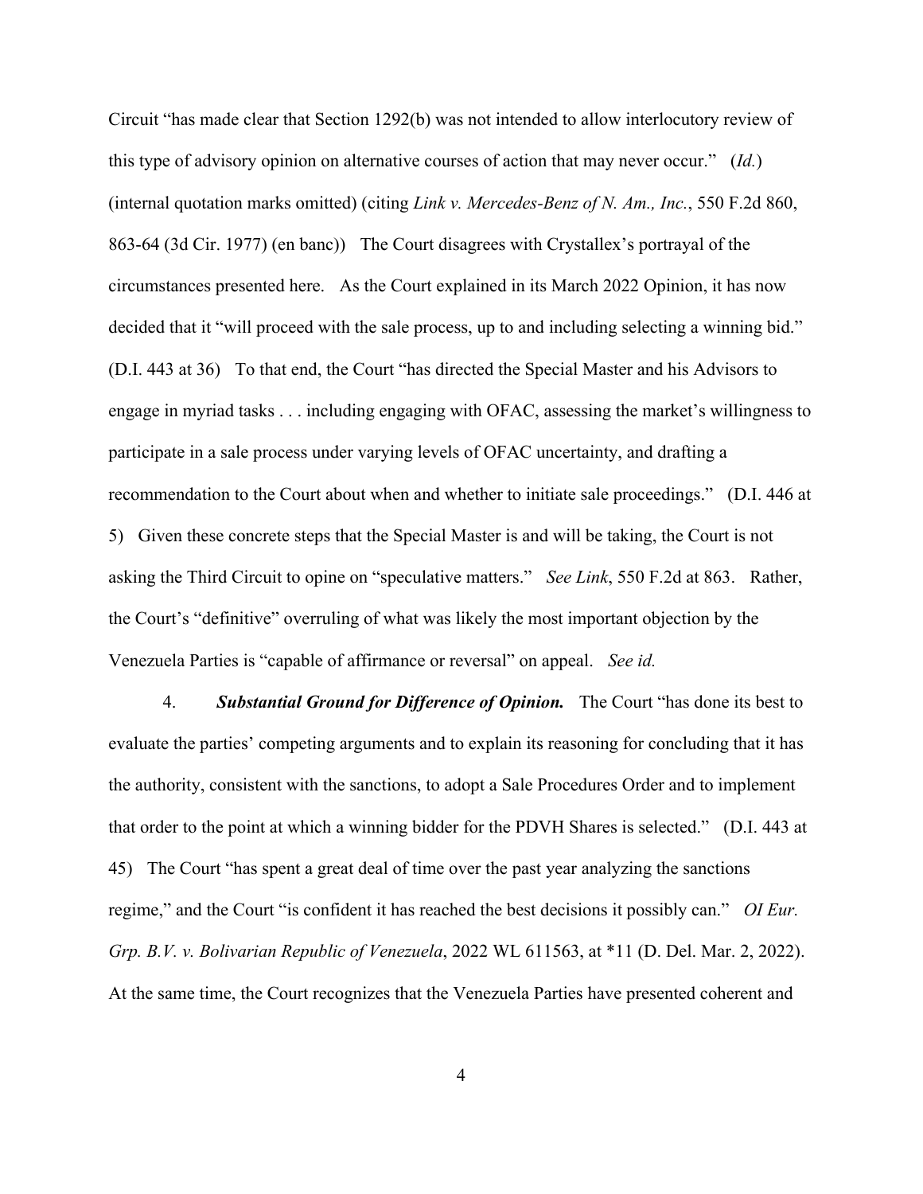Circuit "has made clear that Section 1292(b) was not intended to allow interlocutory review of this type of advisory opinion on alternative courses of action that may never occur." (*Id.*) (internal quotation marks omitted) (citing *Link v. Mercedes-Benz of N. Am., Inc.*, 550 F.2d 860, 863-64 (3d Cir. 1977) (en banc)) The Court disagrees with Crystallex's portrayal of the circumstances presented here. As the Court explained in its March 2022 Opinion, it has now decided that it "will proceed with the sale process, up to and including selecting a winning bid." (D.I. 443 at 36) To that end, the Court "has directed the Special Master and his Advisors to engage in myriad tasks . . . including engaging with OFAC, assessing the market's willingness to participate in a sale process under varying levels of OFAC uncertainty, and drafting a recommendation to the Court about when and whether to initiate sale proceedings." (D.I. 446 at 5) Given these concrete steps that the Special Master is and will be taking, the Court is not asking the Third Circuit to opine on "speculative matters." *See Link*, 550 F.2d at 863. Rather, the Court's "definitive" overruling of what was likely the most important objection by the Venezuela Parties is "capable of affirmance or reversal" on appeal. *See id.*

4. ***Substantial Ground for Difference of Opinion.*** The Court "has done its best to evaluate the parties' competing arguments and to explain its reasoning for concluding that it has the authority, consistent with the sanctions, to adopt a Sale Procedures Order and to implement that order to the point at which a winning bidder for the PDVH Shares is selected." (D.I. 443 at 45) The Court "has spent a great deal of time over the past year analyzing the sanctions regime," and the Court "is confident it has reached the best decisions it possibly can." *OI Eur. Grp. B.V. v. Bolivarian Republic of Venezuela*, 2022 WL 611563, at *11 (D. Del. Mar. 2, 2022). At the same time, the Court recognizes that the Venezuela Parties have presented coherent and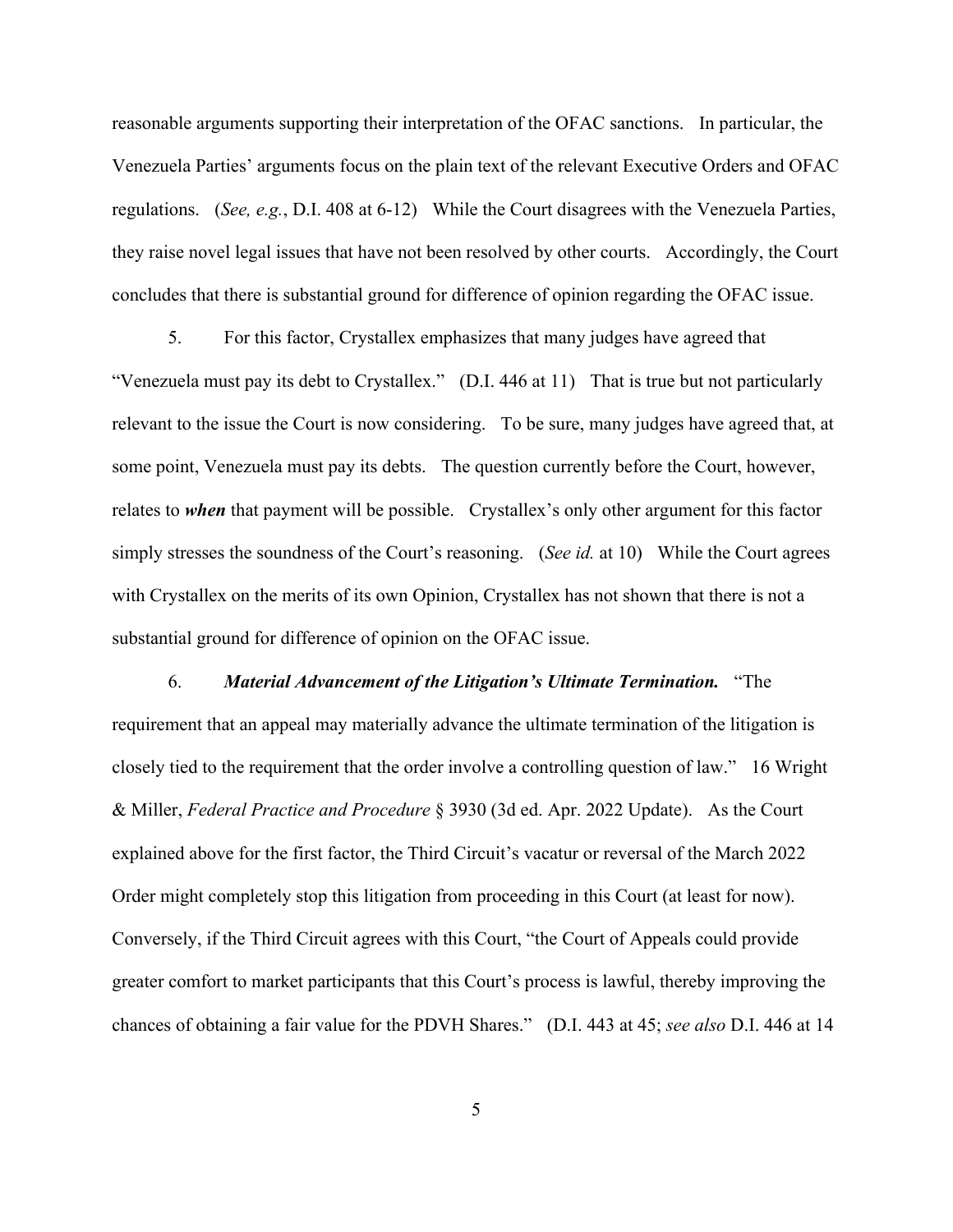reasonable arguments supporting their interpretation of the OFAC sanctions. In particular, the Venezuela Parties' arguments focus on the plain text of the relevant Executive Orders and OFAC regulations. (*See, e.g.*, D.I. 408 at 6-12) While the Court disagrees with the Venezuela Parties, they raise novel legal issues that have not been resolved by other courts. Accordingly, the Court concludes that there is substantial ground for difference of opinion regarding the OFAC issue.

5. For this factor, Crystallex emphasizes that many judges have agreed that "Venezuela must pay its debt to Crystallex." (D.I. 446 at 11) That is true but not particularly relevant to the issue the Court is now considering. To be sure, many judges have agreed that, at some point, Venezuela must pay its debts. The question currently before the Court, however, relates to ***when*** that payment will be possible. Crystallex's only other argument for this factor simply stresses the soundness of the Court's reasoning. (*See id.* at 10) While the Court agrees with Crystallex on the merits of its own Opinion, Crystallex has not shown that there is not a substantial ground for difference of opinion on the OFAC issue.

6. ***Material Advancement of the Litigation's Ultimate Termination.*** "The requirement that an appeal may materially advance the ultimate termination of the litigation is closely tied to the requirement that the order involve a controlling question of law." 16 Wright & Miller, *Federal Practice and Procedure* § 3930 (3d ed. Apr. 2022 Update). As the Court explained above for the first factor, the Third Circuit's vacatur or reversal of the March 2022 Order might completely stop this litigation from proceeding in this Court (at least for now). Conversely, if the Third Circuit agrees with this Court, "the Court of Appeals could provide greater comfort to market participants that this Court's process is lawful, thereby improving the chances of obtaining a fair value for the PDVH Shares." (D.I. 443 at 45; *see also* D.I. 446 at 14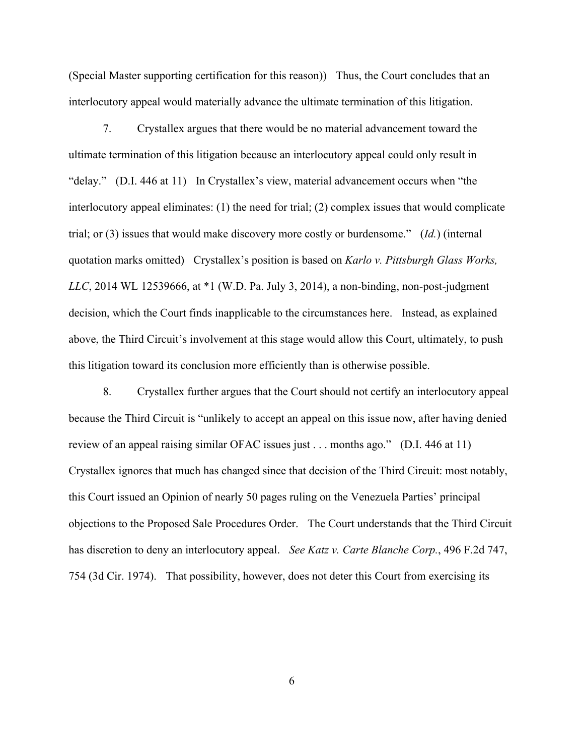(Special Master supporting certification for this reason)) Thus, the Court concludes that an interlocutory appeal would materially advance the ultimate termination of this litigation.

7. Crystallex argues that there would be no material advancement toward the ultimate termination of this litigation because an interlocutory appeal could only result in "delay." (D.I. 446 at 11) In Crystallex's view, material advancement occurs when "the interlocutory appeal eliminates: (1) the need for trial; (2) complex issues that would complicate trial; or (3) issues that would make discovery more costly or burdensome." (*Id.*) (internal quotation marks omitted) Crystallex's position is based on *Karlo v. Pittsburgh Glass Works, LLC*, 2014 WL 12539666, at *1 (W.D. Pa. July 3, 2014), a non-binding, non-post-judgment decision, which the Court finds inapplicable to the circumstances here. Instead, as explained above, the Third Circuit's involvement at this stage would allow this Court, ultimately, to push this litigation toward its conclusion more efficiently than is otherwise possible.

8. Crystallex further argues that the Court should not certify an interlocutory appeal because the Third Circuit is "unlikely to accept an appeal on this issue now, after having denied review of an appeal raising similar OFAC issues just . . . months ago." (D.I. 446 at 11) Crystallex ignores that much has changed since that decision of the Third Circuit: most notably, this Court issued an Opinion of nearly 50 pages ruling on the Venezuela Parties' principal objections to the Proposed Sale Procedures Order. The Court understands that the Third Circuit has discretion to deny an interlocutory appeal. *See Katz v. Carte Blanche Corp.*, 496 F.2d 747, 754 (3d Cir. 1974). That possibility, however, does not deter this Court from exercising its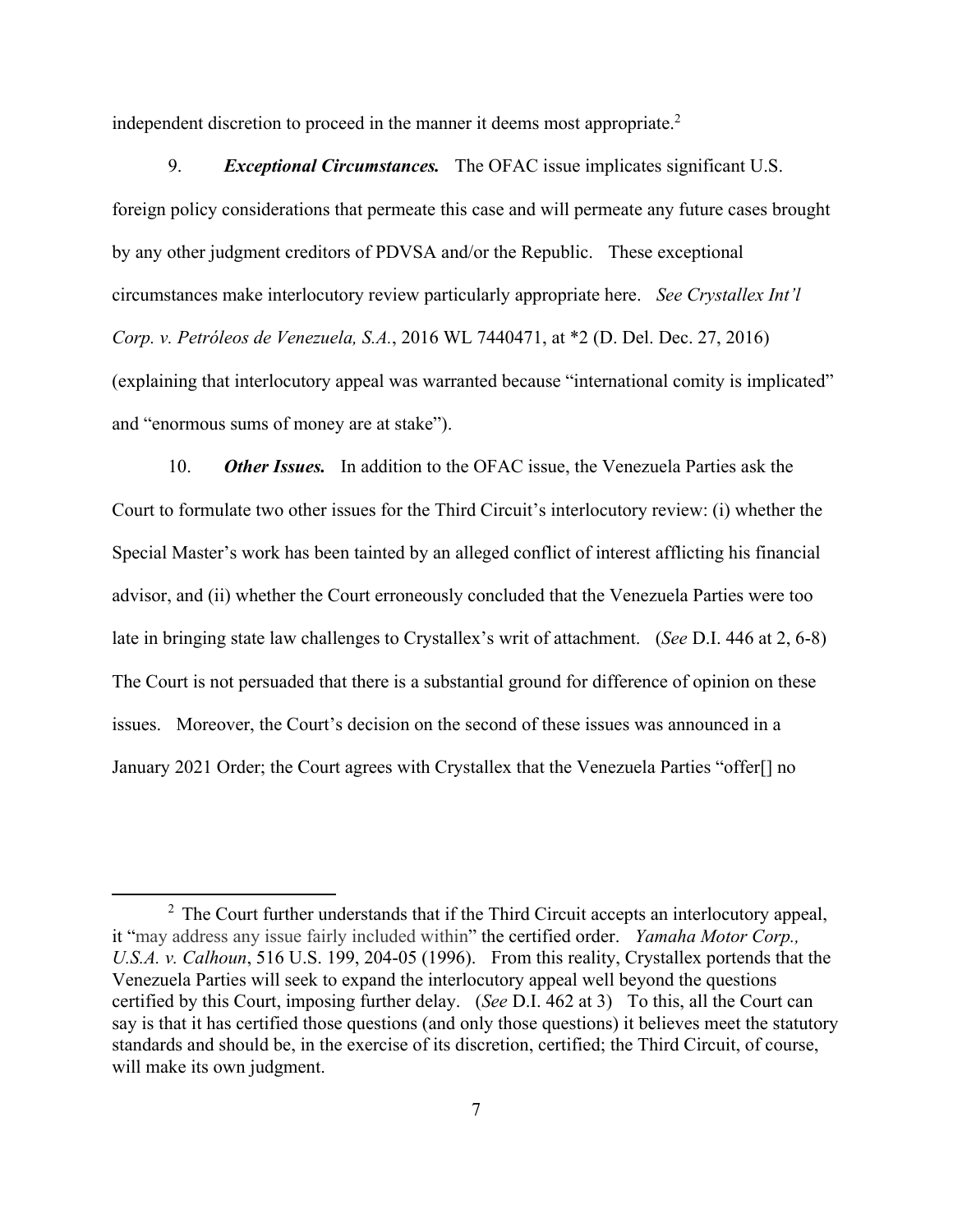independent discretion to proceed in the manner it deems most appropriate.[2]

9. ***Exceptional Circumstances.*** The OFAC issue implicates significant U.S. foreign policy considerations that permeate this case and will permeate any future cases brought by any other judgment creditors of PDVSA and/or the Republic. These exceptional circumstances make interlocutory review particularly appropriate here. *See Crystallex Int'l Corp. v. Petróleos de Venezuela, S.A.*, 2016 WL 7440471, at *2 (D. Del. Dec. 27, 2016) (explaining that interlocutory appeal was warranted because "international comity is implicated" and "enormous sums of money are at stake").

10. ***Other Issues.*** In addition to the OFAC issue, the Venezuela Parties ask the Court to formulate two other issues for the Third Circuit's interlocutory review: (i) whether the Special Master's work has been tainted by an alleged conflict of interest afflicting his financial advisor, and (ii) whether the Court erroneously concluded that the Venezuela Parties were too late in bringing state law challenges to Crystallex's writ of attachment. (*See* D.I. 446 at 2, 6-8) The Court is not persuaded that there is a substantial ground for difference of opinion on these issues. Moreover, the Court's decision on the second of these issues was announced in a January 2021 Order; the Court agrees with Crystallex that the Venezuela Parties "offer[] no

---

[2] The Court further understands that if the Third Circuit accepts an interlocutory appeal, it "may address any issue fairly included within" the certified order. *Yamaha Motor Corp., U.S.A. v. Calhoun*, 516 U.S. 199, 204-05 (1996). From this reality, Crystallex portends that the Venezuela Parties will seek to expand the interlocutory appeal well beyond the questions certified by this Court, imposing further delay. (*See* D.I. 462 at 3) To this, all the Court can say is that it has certified those questions (and only those questions) it believes meet the statutory standards and should be, in the exercise of its discretion, certified; the Third Circuit, of course, will make its own judgment.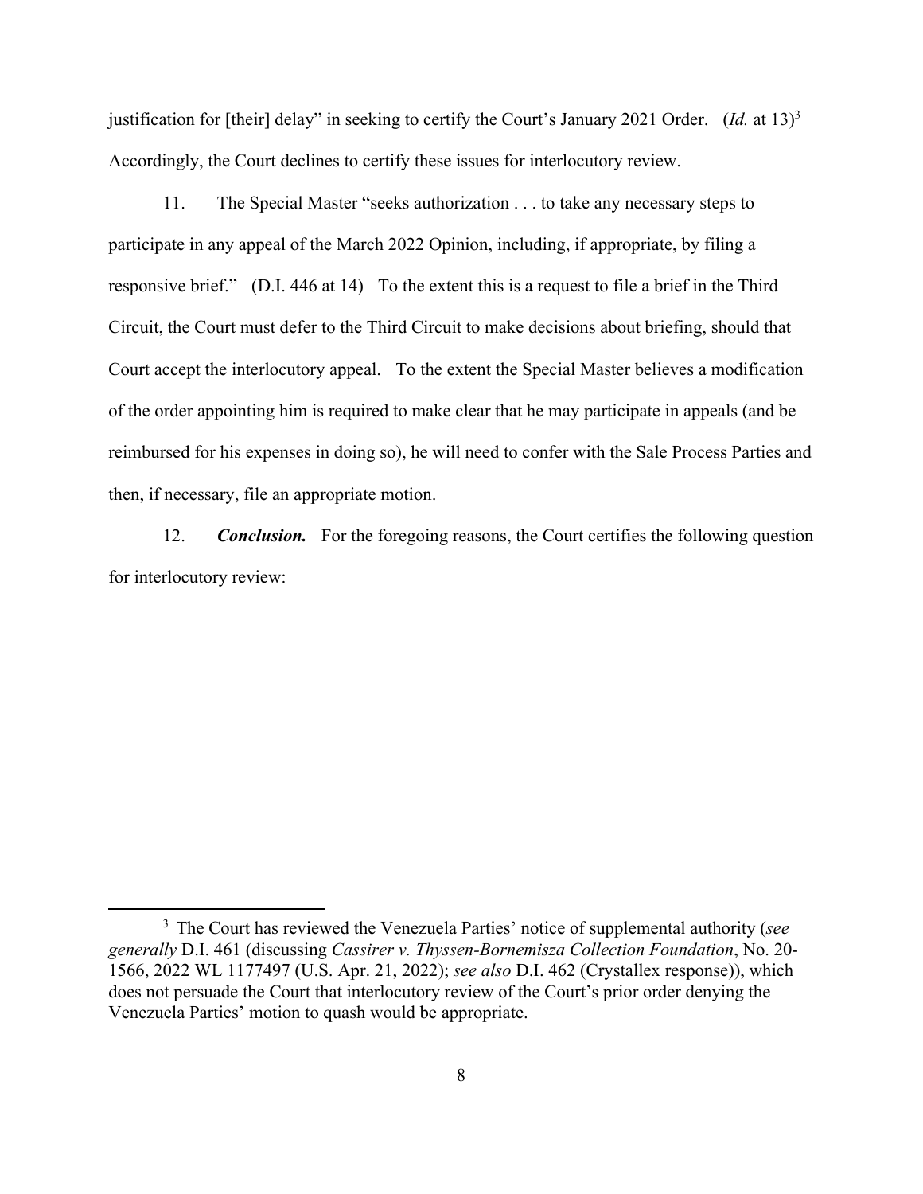justification for [their] delay" in seeking to certify the Court's January 2021 Order. (*Id.* at 13)[3] Accordingly, the Court declines to certify these issues for interlocutory review.

11. The Special Master "seeks authorization . . . to take any necessary steps to participate in any appeal of the March 2022 Opinion, including, if appropriate, by filing a responsive brief." (D.I. 446 at 14) To the extent this is a request to file a brief in the Third Circuit, the Court must defer to the Third Circuit to make decisions about briefing, should that Court accept the interlocutory appeal. To the extent the Special Master believes a modification of the order appointing him is required to make clear that he may participate in appeals (and be reimbursed for his expenses in doing so), he will need to confer with the Sale Process Parties and then, if necessary, file an appropriate motion.

12. ***Conclusion.*** For the foregoing reasons, the Court certifies the following question for interlocutory review:

---

[3] The Court has reviewed the Venezuela Parties' notice of supplemental authority (*see generally* D.I. 461 (discussing *Cassirer v. Thyssen-Bornemisza Collection Foundation*, No. 20-1566, 2022 WL 1177497 (U.S. Apr. 21, 2022); *see also* D.I. 462 (Crystallex response)), which does not persuade the Court that interlocutory review of the Court's prior order denying the Venezuela Parties' motion to quash would be appropriate.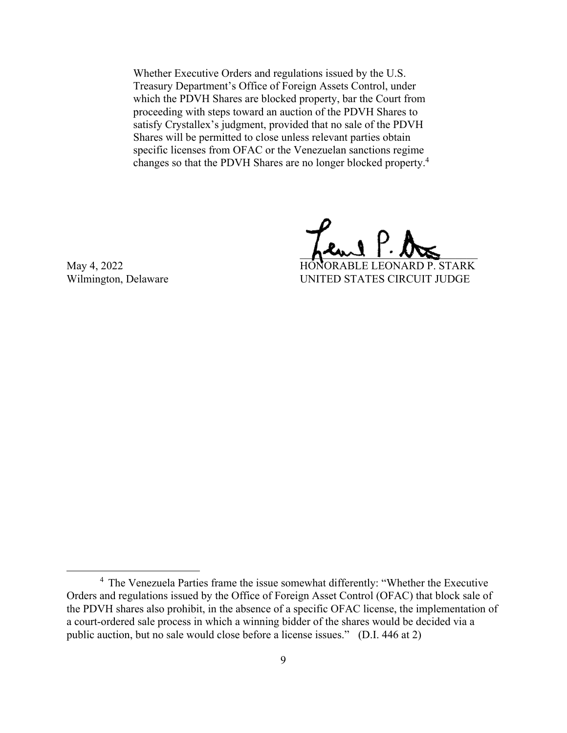> Whether Executive Orders and regulations issued by the U.S. Treasury Department's Office of Foreign Assets Control, under which the PDVH Shares are blocked property, bar the Court from proceeding with steps toward an auction of the PDVH Shares to satisfy Crystallex's judgment, provided that no sale of the PDVH Shares will be permitted to close unless relevant parties obtain specific licenses from OFAC or the Venezuelan sanctions regime changes so that the PDVH Shares are no longer blocked property.[4]

May 4, 2022
Wilmington, Delaware

HONORABLE LEONARD P. STARK
UNITED STATES CIRCUIT JUDGE

---

[4] The Venezuela Parties frame the issue somewhat differently: "Whether the Executive Orders and regulations issued by the Office of Foreign Asset Control (OFAC) that block sale of the PDVH shares also prohibit, in the absence of a specific OFAC license, the implementation of a court-ordered sale process in which a winning bidder of the shares would be decided via a public auction, but no sale would close before a license issues." (D.I. 446 at 2)